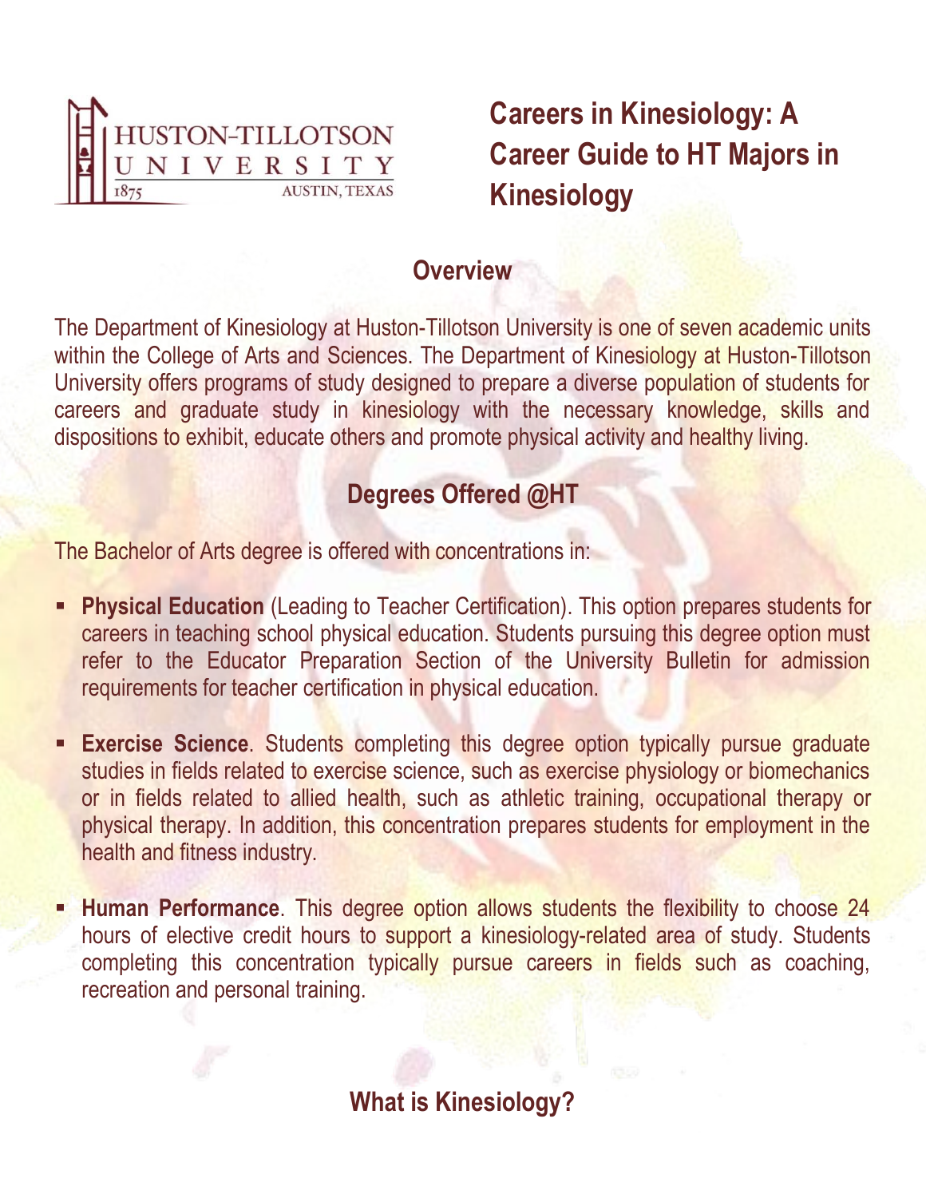HUSTON-TILLOTSON UNIVERSITY
1875 AUSTIN, TEXAS

# Careers in Kinesiology: A Career Guide to HT Majors in Kinesiology

## Overview

The Department of Kinesiology at Huston-Tillotson University is one of seven academic units within the College of Arts and Sciences. The Department of Kinesiology at Huston-Tillotson University offers programs of study designed to prepare a diverse population of students for careers and graduate study in kinesiology with the necessary knowledge, skills and dispositions to exhibit, educate others and promote physical activity and healthy living.

## Degrees Offered @HT

The Bachelor of Arts degree is offered with concentrations in:

- **Physical Education** (Leading to Teacher Certification). This option prepares students for careers in teaching school physical education. Students pursuing this degree option must refer to the Educator Preparation Section of the University Bulletin for admission requirements for teacher certification in physical education.

- **Exercise Science**. Students completing this degree option typically pursue graduate studies in fields related to exercise science, such as exercise physiology or biomechanics or in fields related to allied health, such as athletic training, occupational therapy or physical therapy. In addition, this concentration prepares students for employment in the health and fitness industry.

- **Human Performance**. This degree option allows students the flexibility to choose 24 hours of elective credit hours to support a kinesiology-related area of study. Students completing this concentration typically pursue careers in fields such as coaching, recreation and personal training.

## What is Kinesiology?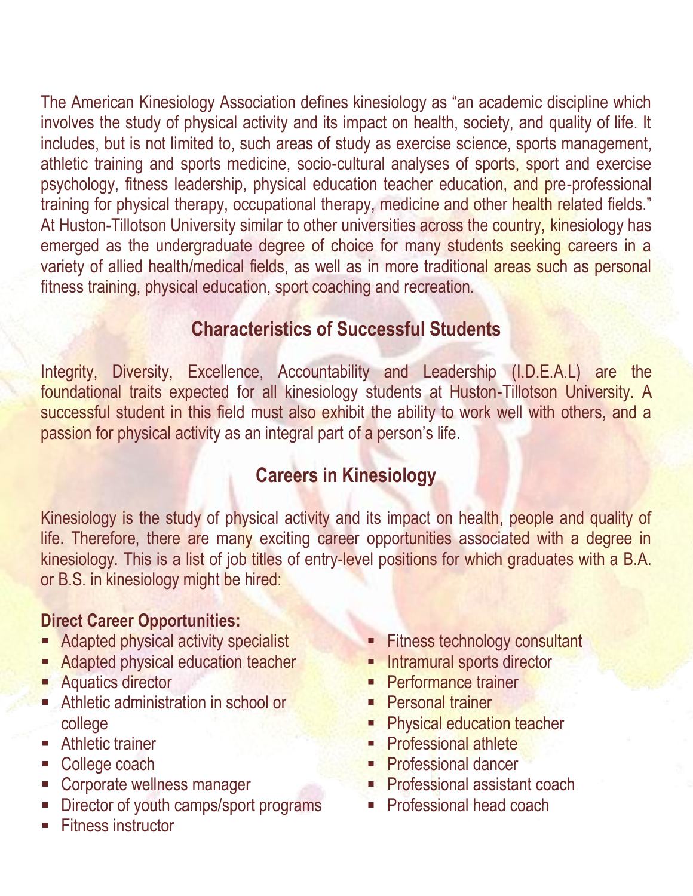The American Kinesiology Association defines kinesiology as "an academic discipline which involves the study of physical activity and its impact on health, society, and quality of life. It includes, but is not limited to, such areas of study as exercise science, sports management, athletic training and sports medicine, socio-cultural analyses of sports, sport and exercise psychology, fitness leadership, physical education teacher education, and pre-professional training for physical therapy, occupational therapy, medicine and other health related fields." At Huston-Tillotson University similar to other universities across the country, kinesiology has emerged as the undergraduate degree of choice for many students seeking careers in a variety of allied health/medical fields, as well as in more traditional areas such as personal fitness training, physical education, sport coaching and recreation.

## Characteristics of Successful Students

Integrity, Diversity, Excellence, Accountability and Leadership (I.D.E.A.L) are the foundational traits expected for all kinesiology students at Huston-Tillotson University. A successful student in this field must also exhibit the ability to work well with others, and a passion for physical activity as an integral part of a person's life.

## Careers in Kinesiology

Kinesiology is the study of physical activity and its impact on health, people and quality of life. Therefore, there are many exciting career opportunities associated with a degree in kinesiology. This is a list of job titles of entry-level positions for which graduates with a B.A. or B.S. in kinesiology might be hired:

**Direct Career Opportunities:**

- Adapted physical activity specialist
- Adapted physical education teacher
- Aquatics director
- Athletic administration in school or college
- Athletic trainer
- College coach
- Corporate wellness manager
- Director of youth camps/sport programs
- Fitness instructor
- Fitness technology consultant
- Intramural sports director
- Performance trainer
- Personal trainer
- Physical education teacher
- Professional athlete
- Professional dancer
- Professional assistant coach
- Professional head coach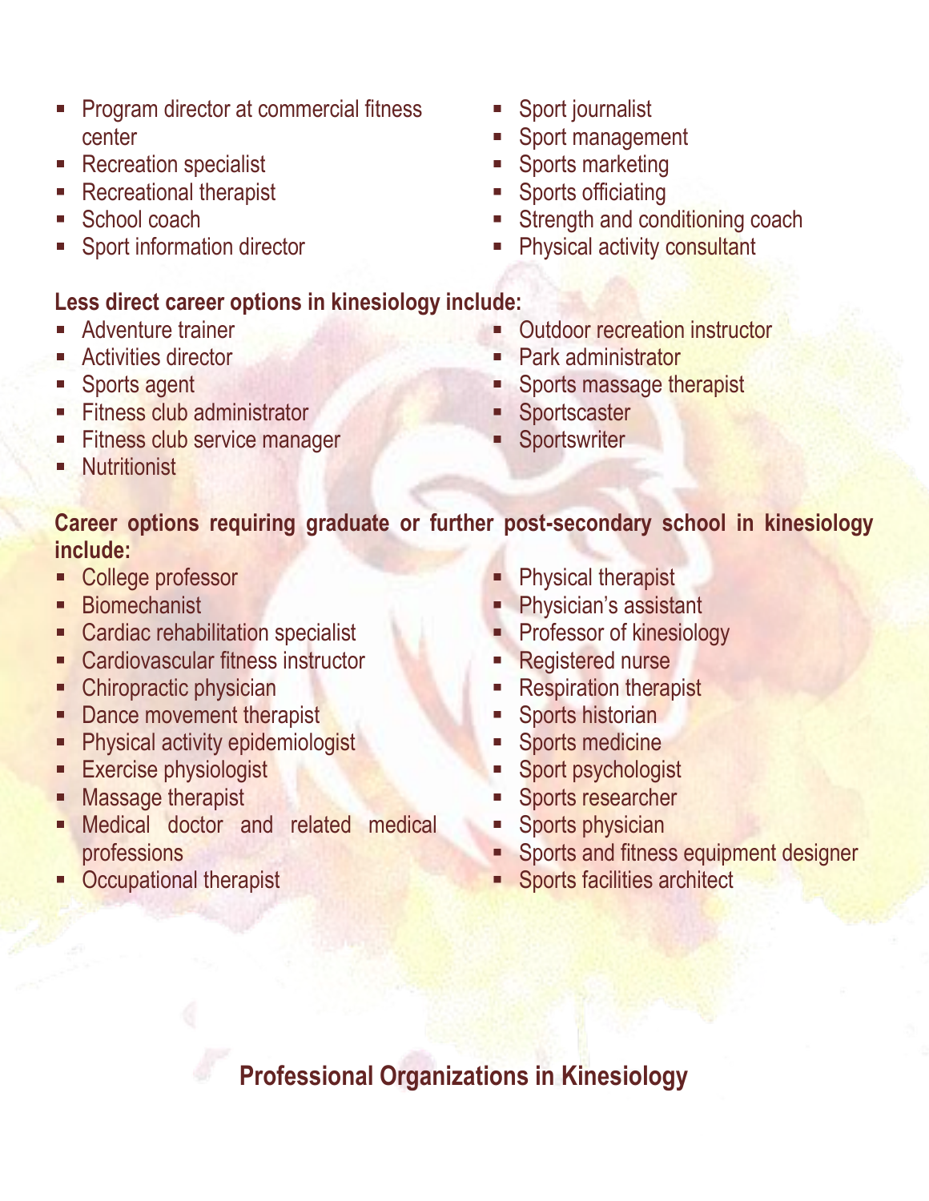- Program director at commercial fitness center
- Recreation specialist
- Recreational therapist
- School coach
- Sport information director
- Sport journalist
- Sport management
- Sports marketing
- Sports officiating
- Strength and conditioning coach
- Physical activity consultant

**Less direct career options in kinesiology include:**

- Adventure trainer
- Activities director
- Sports agent
- Fitness club administrator
- Fitness club service manager
- Nutritionist
- Outdoor recreation instructor
- Park administrator
- Sports massage therapist
- Sportscaster
- Sportswriter

**Career options requiring graduate or further post-secondary school in kinesiology include:**

- College professor
- Biomechanist
- Cardiac rehabilitation specialist
- Cardiovascular fitness instructor
- Chiropractic physician
- Dance movement therapist
- Physical activity epidemiologist
- Exercise physiologist
- Massage therapist
- Medical doctor and related medical professions
- Occupational therapist
- Physical therapist
- Physician's assistant
- Professor of kinesiology
- Registered nurse
- Respiration therapist
- Sports historian
- Sports medicine
- Sport psychologist
- Sports researcher
- Sports physician
- Sports and fitness equipment designer
- Sports facilities architect

## Professional Organizations in Kinesiology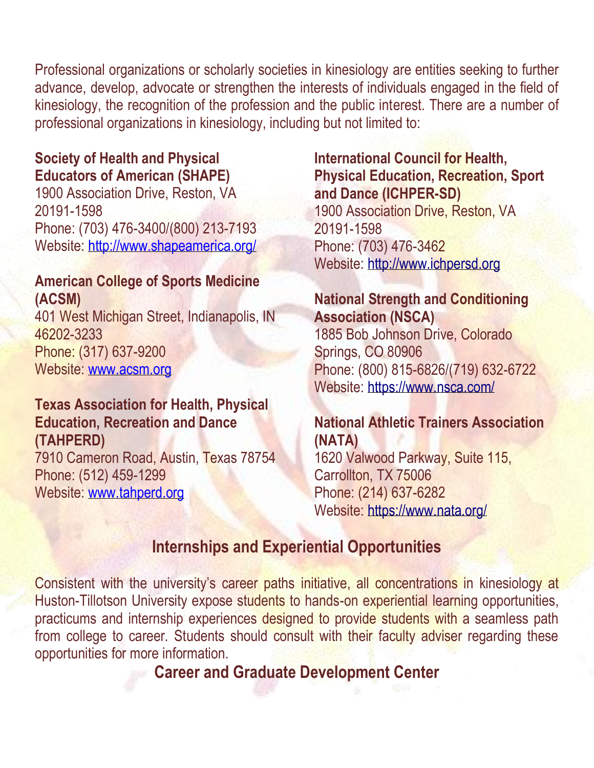Professional organizations or scholarly societies in kinesiology are entities seeking to further advance, develop, advocate or strengthen the interests of individuals engaged in the field of kinesiology, the recognition of the profession and the public interest. There are a number of professional organizations in kinesiology, including but not limited to:

**Society of Health and Physical Educators of American (SHAPE)**
1900 Association Drive, Reston, VA 20191-1598
Phone: (703) 476-3400/(800) 213-7193
Website: http://www.shapeamerica.org/

**American College of Sports Medicine (ACSM)**
401 West Michigan Street, Indianapolis, IN 46202-3233
Phone: (317) 637-9200
Website: www.acsm.org

**Texas Association for Health, Physical Education, Recreation and Dance (TAHPERD)**
7910 Cameron Road, Austin, Texas 78754
Phone: (512) 459-1299
Website: www.tahperd.org

**International Council for Health, Physical Education, Recreation, Sport and Dance (ICHPER-SD)**
1900 Association Drive, Reston, VA 20191-1598
Phone: (703) 476-3462
Website: http://www.ichpersd.org

**National Strength and Conditioning Association (NSCA)**
1885 Bob Johnson Drive, Colorado Springs, CO 80906
Phone: (800) 815-6826/(719) 632-6722
Website: https://www.nsca.com/

**National Athletic Trainers Association (NATA)**
1620 Valwood Parkway, Suite 115, Carrollton, TX 75006
Phone: (214) 637-6282
Website: https://www.nata.org/

## Internships and Experiential Opportunities

Consistent with the university's career paths initiative, all concentrations in kinesiology at Huston-Tillotson University expose students to hands-on experiential learning opportunities, practicums and internship experiences designed to provide students with a seamless path from college to career. Students should consult with their faculty adviser regarding these opportunities for more information.

## Career and Graduate Development Center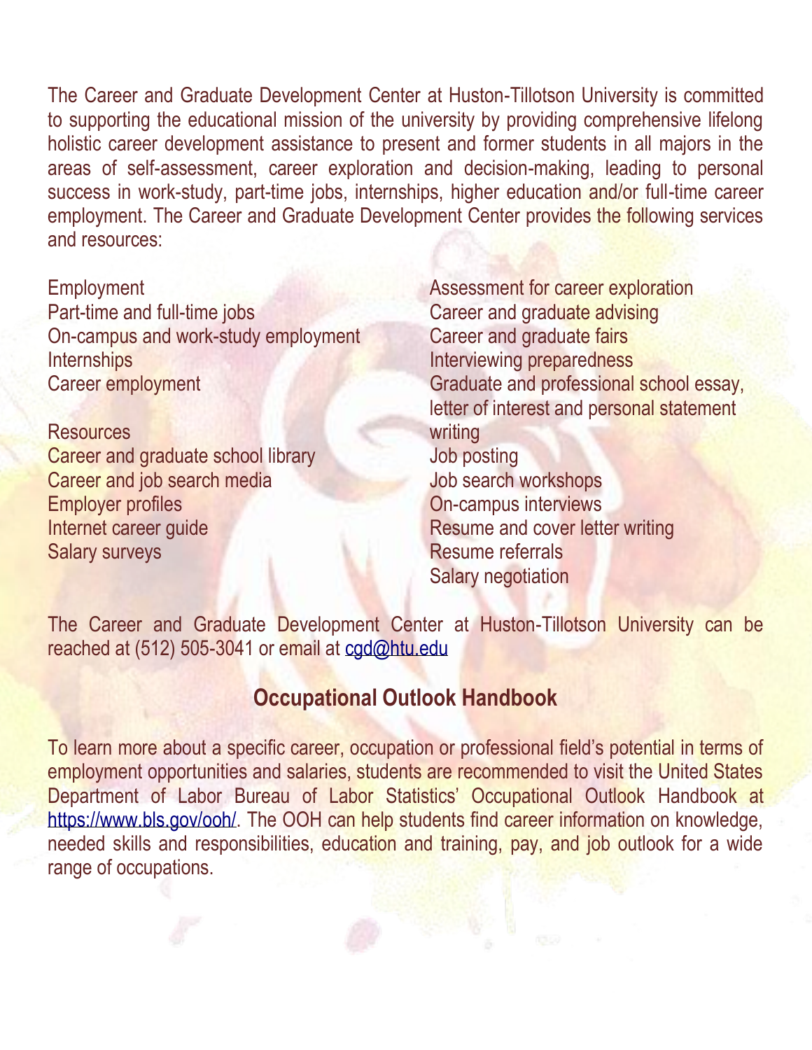The Career and Graduate Development Center at Huston-Tillotson University is committed to supporting the educational mission of the university by providing comprehensive lifelong holistic career development assistance to present and former students in all majors in the areas of self-assessment, career exploration and decision-making, leading to personal success in work-study, part-time jobs, internships, higher education and/or full-time career employment. The Career and Graduate Development Center provides the following services and resources:

Employment
Part-time and full-time jobs
On-campus and work-study employment
Internships
Career employment

Resources
Career and graduate school library
Career and job search media
Employer profiles
Internet career guide
Salary surveys

Assessment for career exploration
Career and graduate advising
Career and graduate fairs
Interviewing preparedness
Graduate and professional school essay, letter of interest and personal statement writing
Job posting
Job search workshops
On-campus interviews
Resume and cover letter writing
Resume referrals
Salary negotiation

The Career and Graduate Development Center at Huston-Tillotson University can be reached at (512) 505-3041 or email at cgd@htu.edu

## Occupational Outlook Handbook

To learn more about a specific career, occupation or professional field's potential in terms of employment opportunities and salaries, students are recommended to visit the United States Department of Labor Bureau of Labor Statistics' Occupational Outlook Handbook at https://www.bls.gov/ooh/. The OOH can help students find career information on knowledge, needed skills and responsibilities, education and training, pay, and job outlook for a wide range of occupations.